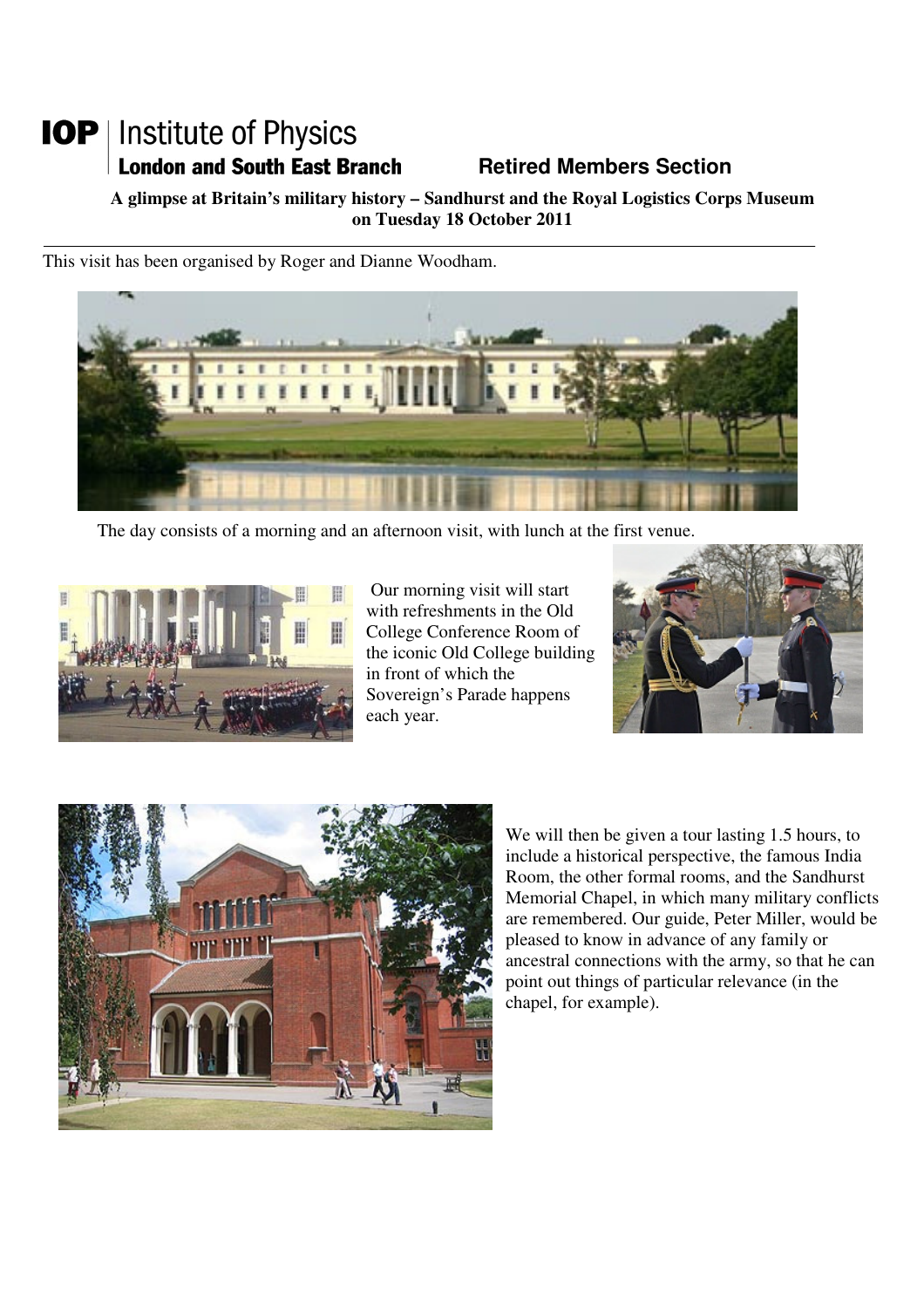# IOP | Institute of Physics

**London and South East Branch** **Retired Members Section**

**A glimpse at Britain's military history – Sandhurst and the Royal Logistics Corps Museum on Tuesday 18 October 2011**

---

This visit has been organised by Roger and Dianne Woodham.

The day consists of a morning and an afternoon visit, with lunch at the first venue.

Our morning visit will start with refreshments in the Old College Conference Room of the iconic Old College building in front of which the Sovereign's Parade happens each year.

We will then be given a tour lasting 1.5 hours, to include a historical perspective, the famous India Room, the other formal rooms, and the Sandhurst Memorial Chapel, in which many military conflicts are remembered. Our guide, Peter Miller, would be pleased to know in advance of any family or ancestral connections with the army, so that he can point out things of particular relevance (in the chapel, for example).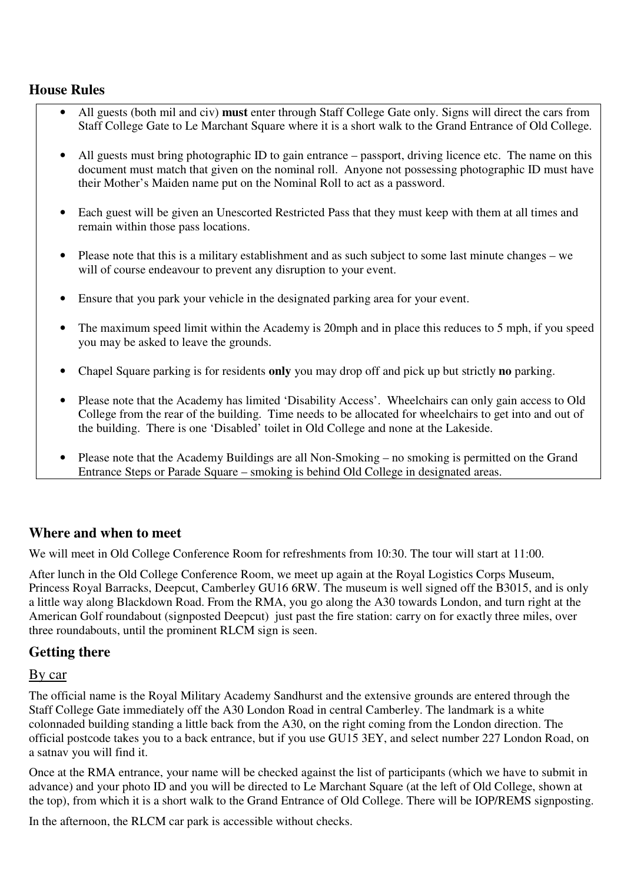## House Rules

- All guests (both mil and civ) **must** enter through Staff College Gate only. Signs will direct the cars from Staff College Gate to Le Marchant Square where it is a short walk to the Grand Entrance of Old College.

- All guests must bring photographic ID to gain entrance – passport, driving licence etc. The name on this document must match that given on the nominal roll. Anyone not possessing photographic ID must have their Mother's Maiden name put on the Nominal Roll to act as a password.

- Each guest will be given an Unescorted Restricted Pass that they must keep with them at all times and remain within those pass locations.

- Please note that this is a military establishment and as such subject to some last minute changes – we will of course endeavour to prevent any disruption to your event.

- Ensure that you park your vehicle in the designated parking area for your event.

- The maximum speed limit within the Academy is 20mph and in place this reduces to 5 mph, if you speed you may be asked to leave the grounds.

- Chapel Square parking is for residents **only** you may drop off and pick up but strictly **no** parking.

- Please note that the Academy has limited 'Disability Access'. Wheelchairs can only gain access to Old College from the rear of the building. Time needs to be allocated for wheelchairs to get into and out of the building. There is one 'Disabled' toilet in Old College and none at the Lakeside.

- Please note that the Academy Buildings are all Non-Smoking – no smoking is permitted on the Grand Entrance Steps or Parade Square – smoking is behind Old College in designated areas.

## Where and when to meet

We will meet in Old College Conference Room for refreshments from 10:30. The tour will start at 11:00.

After lunch in the Old College Conference Room, we meet up again at the Royal Logistics Corps Museum, Princess Royal Barracks, Deepcut, Camberley GU16 6RW. The museum is well signed off the B3015, and is only a little way along Blackdown Road. From the RMA, you go along the A30 towards London, and turn right at the American Golf roundabout (signposted Deepcut) just past the fire station: carry on for exactly three miles, over three roundabouts, until the prominent RLCM sign is seen.

## Getting there

### By car

The official name is the Royal Military Academy Sandhurst and the extensive grounds are entered through the Staff College Gate immediately off the A30 London Road in central Camberley. The landmark is a white colonnaded building standing a little back from the A30, on the right coming from the London direction. The official postcode takes you to a back entrance, but if you use GU15 3EY, and select number 227 London Road, on a satnav you will find it.

Once at the RMA entrance, your name will be checked against the list of participants (which we have to submit in advance) and your photo ID and you will be directed to Le Marchant Square (at the left of Old College, shown at the top), from which it is a short walk to the Grand Entrance of Old College. There will be IOP/REMS signposting.

In the afternoon, the RLCM car park is accessible without checks.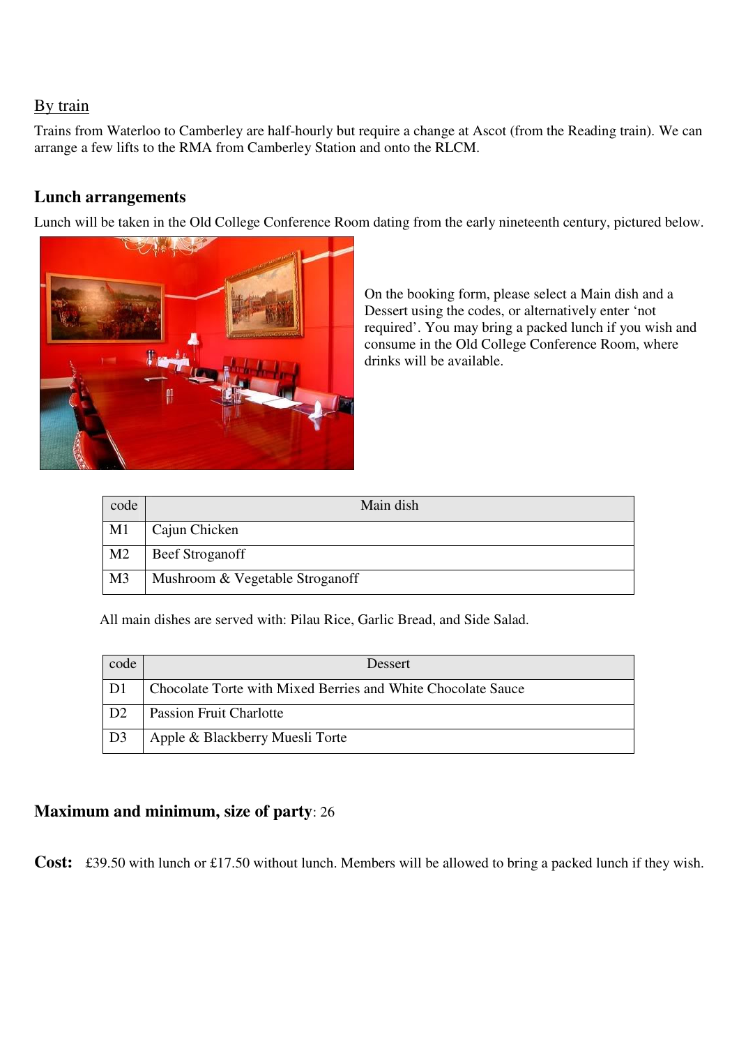<u>By train</u>

Trains from Waterloo to Camberley are half-hourly but require a change at Ascot (from the Reading train). We can arrange a few lifts to the RMA from Camberley Station and onto the RLCM.

## Lunch arrangements

Lunch will be taken in the Old College Conference Room dating from the early nineteenth century, pictured below.

On the booking form, please select a Main dish and a Dessert using the codes, or alternatively enter 'not required'. You may bring a packed lunch if you wish and consume in the Old College Conference Room, where drinks will be available.

| code | Main dish |
|---|---|
| M1 | Cajun Chicken |
| M2 | Beef Stroganoff |
| M3 | Mushroom & Vegetable Stroganoff |

All main dishes are served with: Pilau Rice, Garlic Bread, and Side Salad.

| code | Dessert |
|---|---|
| D1 | Chocolate Torte with Mixed Berries and White Chocolate Sauce |
| D2 | Passion Fruit Charlotte |
| D3 | Apple & Blackberry Muesli Torte |

**Maximum and minimum, size of party**: 26

**Cost:** £39.50 with lunch or £17.50 without lunch. Members will be allowed to bring a packed lunch if they wish.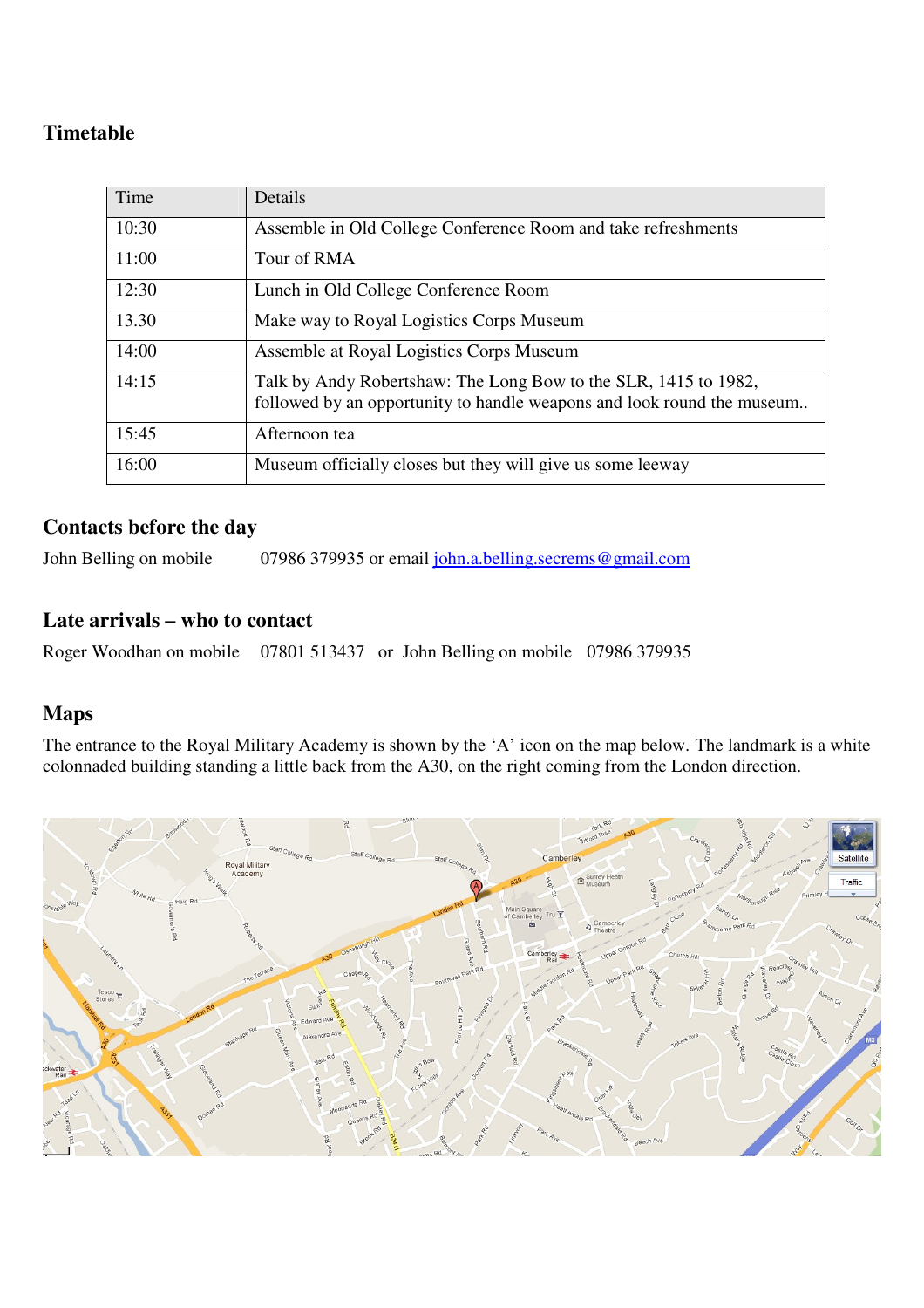## Timetable

| Time | Details |
| --- | --- |
| 10:30 | Assemble in Old College Conference Room and take refreshments |
| 11:00 | Tour of RMA |
| 12:30 | Lunch in Old College Conference Room |
| 13.30 | Make way to Royal Logistics Corps Museum |
| 14:00 | Assemble at Royal Logistics Corps Museum |
| 14:15 | Talk by Andy Robertshaw: The Long Bow to the SLR, 1415 to 1982, followed by an opportunity to handle weapons and look round the museum.. |
| 15:45 | Afternoon tea |
| 16:00 | Museum officially closes but they will give us some leeway |

## Contacts before the day

John Belling on mobile 07986 379935 or email john.a.belling.secrems@gmail.com

## Late arrivals – who to contact

Roger Woodhan on mobile 07801 513437 or John Belling on mobile 07986 379935

## Maps

The entrance to the Royal Military Academy is shown by the 'A' icon on the map below. The landmark is a white colonnaded building standing a little back from the A30, on the right coming from the London direction.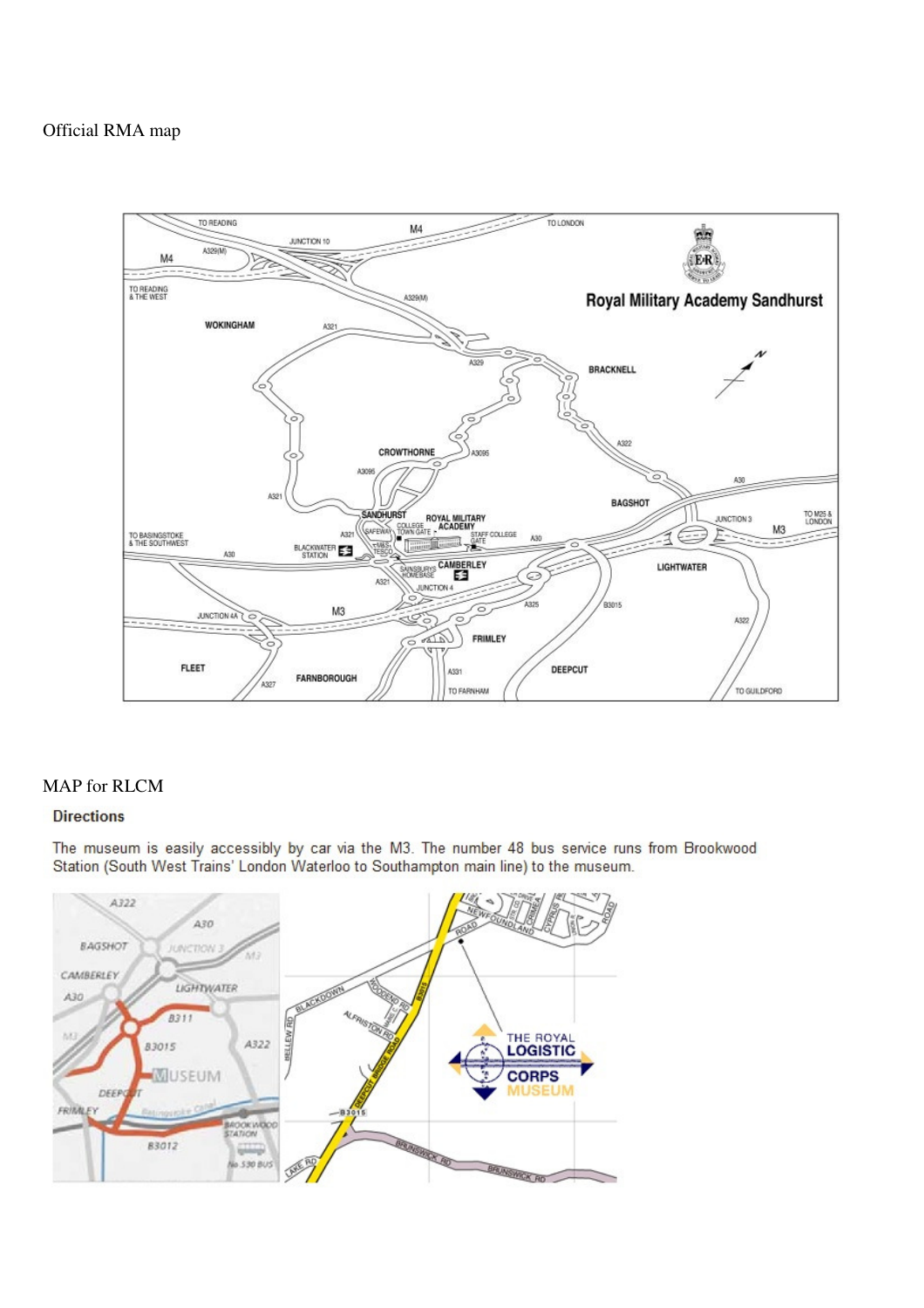Official RMA map

TO READING
M4
TO LONDON
JUNCTION 10
A329(M)
M4
TO READING & THE WEST
A329(M)
Royal Military Academy Sandhurst
WOKINGHAM
A321
A329
BRACKNELL
N
CROWTHORNE
A3095
A3095
A322
A321
SANDHURST
ROYAL MILITARY ACADEMY
BAGSHOT
A30
COLLEGE TOWN GATE
STAFF COLLEGE GATE
JUNCTION 3
TO M25 & LONDON
M3
TO BASINGSTOKE & THE SOUTHWEST
A321
SAFEWAY
A30
A30
BLACKWATER STATION
M&S TESCO
SAINSBURYS HOMEBASE
CAMBERLEY
LIGHTWATER
A321
JUNCTION 4
A325
B3015
JUNCTION 4A
M3
A322
FRIMLEY
FLEET
A331
DEEPCUT
FARNBOROUGH
A327
TO FARNHAM
TO GUILDFORD

MAP for RLCM

**Directions**

The museum is easily accessibly by car via the M3. The number 48 bus service runs from Brookwood Station (South West Trains' London Waterloo to Southampton main line) to the museum.

A322
A30
BAGSHOT
JUNCTION 3
M3
CAMBERLEY
LIGHTWATER
A30
B311
M3
B3015
A322
MUSEUM
DEEPCUT
FRIMLEY
Basingstoke Canal
BROOKWOOD STATION
B3012
No 530 BUS

NEWFOUNDLAND ROAD
BLACKDOWN
WOODEND RD
B3015
ALFRISTON RD
BELLEW RD
DEEPCUT BRIDGE ROAD
B3015
THE ROYAL LOGISTIC CORPS MUSEUM
BRUNSWICK RD
BRUNSWICK RD
LAKE RD